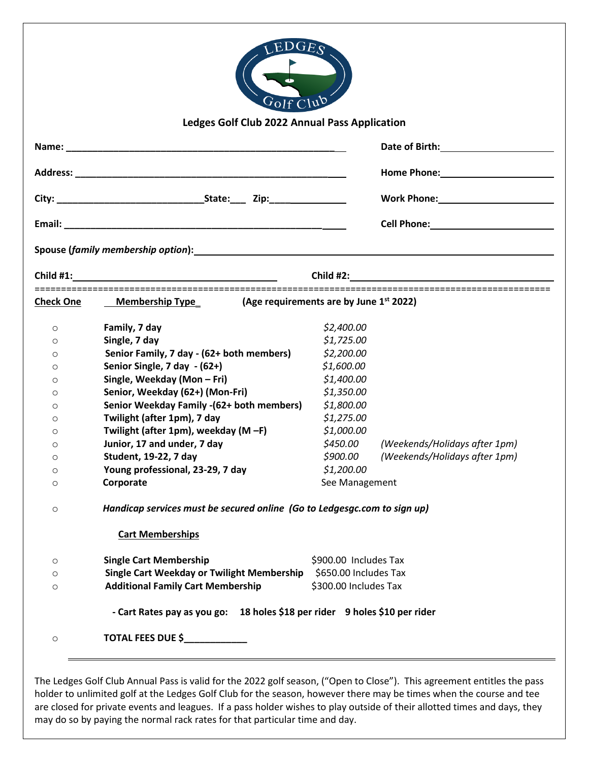# Ledges Golf Club 2022 Annual Pass Application

**Name:** ______________________________________________ **Date of Birth:** ____________________

**Address:** ____________________________________________ **Home Phone:** ____________________

**City:** ________________________ **State:** ___ **Zip:** ____________ **Work Phone:** ____________________

**Email:** ______________________________________________ **Cell Phone:** ____________________

**Spouse (*family membership option*):** ____________________________________________

**Child #1:** ______________________________ **Child #2:** ______________________________

| Check One | Membership Type | (Age requirements are by June 1st 2022) | |
|---|---|---|---|
| ○ | **Family, 7 day** | *$2,400.00* | |
| ○ | **Single, 7 day** | *$1,725.00* | |
| ○ | **Senior Family, 7 day - (62+ both members)** | *$2,200.00* | |
| ○ | **Senior Single, 7 day - (62+)** | *$1,600.00* | |
| ○ | **Single, Weekday (Mon – Fri)** | *$1,400.00* | |
| ○ | **Senior, Weekday (62+) (Mon-Fri)** | *$1,350.00* | |
| ○ | **Senior Weekday Family -(62+ both members)** | *$1,800.00* | |
| ○ | **Twilight (after 1pm), 7 day** | *$1,275.00* | |
| ○ | **Twilight (after 1pm), weekday (M –F)** | *$1,000.00* | |
| ○ | **Junior, 17 and under, 7 day** | *$450.00* | *(Weekends/Holidays after 1pm)* |
| ○ | **Student, 19-22, 7 day** | *$900.00* | *(Weekends/Holidays after 1pm)* |
| ○ | **Young professional, 23-29, 7 day** | *$1,200.00* | |
| ○ | **Corporate** | See Management | |

○ ***Handicap services must be secured online (Go to Ledgesgc.com to sign up)***

**Cart Memberships**

| | | |
|---|---|---|
| ○ | **Single Cart Membership** | $900.00 Includes Tax |
| ○ | **Single Cart Weekday or Twilight Membership** | $650.00 Includes Tax |
| ○ | **Additional Family Cart Membership** | $300.00 Includes Tax |

**- Cart Rates pay as you go: 18 holes $18 per rider 9 holes $10 per rider**

○ **TOTAL FEES DUE $____________**

---

The Ledges Golf Club Annual Pass is valid for the 2022 golf season, ("Open to Close"). This agreement entitles the pass holder to unlimited golf at the Ledges Golf Club for the season, however there may be times when the course and tee are closed for private events and leagues. If a pass holder wishes to play outside of their allotted times and days, they may do so by paying the normal rack rates for that particular time and day.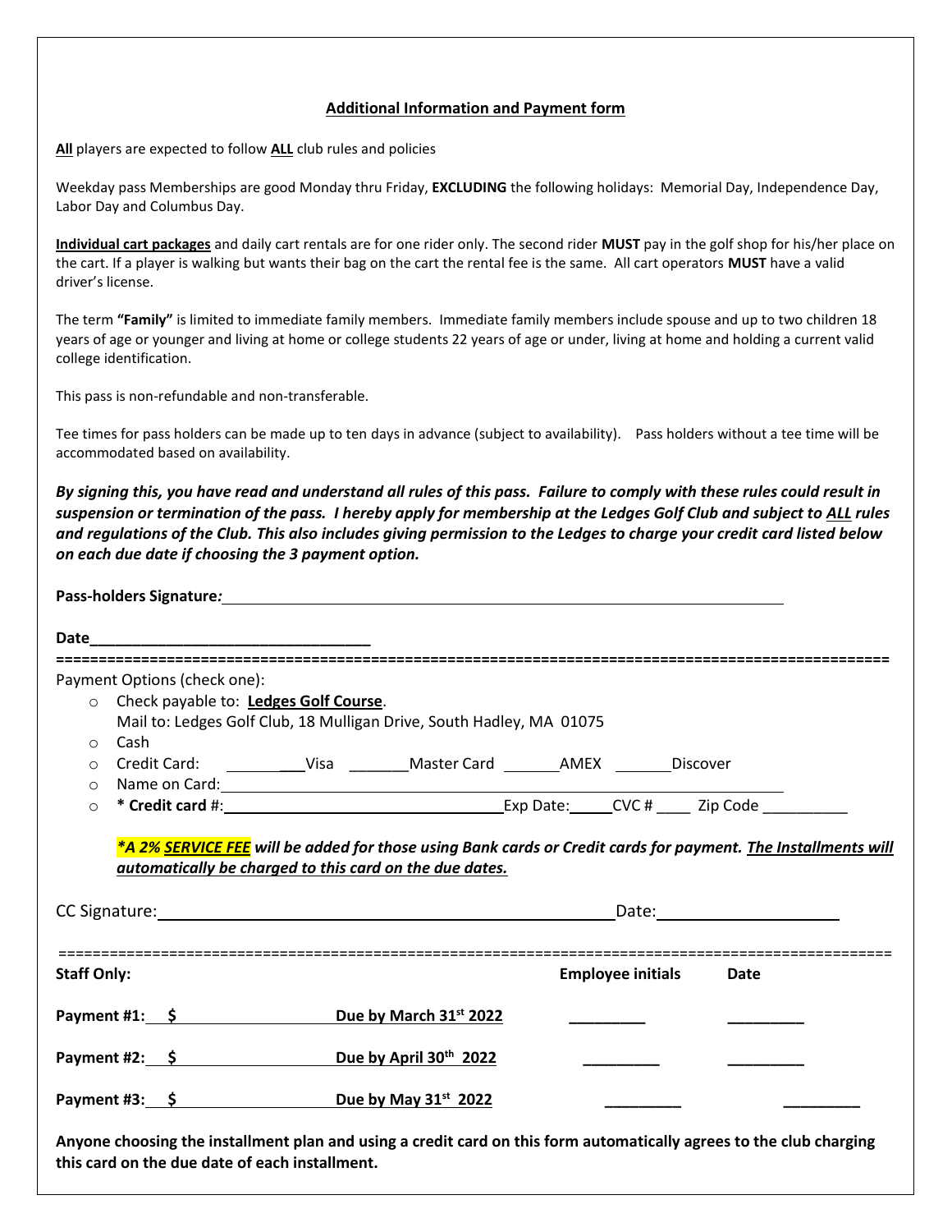## Additional Information and Payment form

**All** players are expected to follow **ALL** club rules and policies

Weekday pass Memberships are good Monday thru Friday, **EXCLUDING** the following holidays: Memorial Day, Independence Day, Labor Day and Columbus Day.

**Individual cart packages** and daily cart rentals are for one rider only. The second rider **MUST** pay in the golf shop for his/her place on the cart. If a player is walking but wants their bag on the cart the rental fee is the same. All cart operators **MUST** have a valid driver's license.

The term **"Family"** is limited to immediate family members. Immediate family members include spouse and up to two children 18 years of age or younger and living at home or college students 22 years of age or under, living at home and holding a current valid college identification.

This pass is non-refundable and non-transferable.

Tee times for pass holders can be made up to ten days in advance (subject to availability). Pass holders without a tee time will be accommodated based on availability.

***By signing this, you have read and understand all rules of this pass. Failure to comply with these rules could result in suspension or termination of the pass. I hereby apply for membership at the Ledges Golf Club and subject to ALL rules and regulations of the Club. This also includes giving permission to the Ledges to charge your credit card listed below on each due date if choosing the 3 payment option.***

**Pass-holders Signature:** ______________________________________________

**Date**________________________________

==================================================================================================

Payment Options (check one):

- Check payable to: **Ledges Golf Course**.
  Mail to: Ledges Golf Club, 18 Mulligan Drive, South Hadley, MA 01075
- Cash
- Credit Card: ___________Visa _______Master Card _______AMEX _______Discover
- Name on Card: ______________________________________________
- **\* Credit card** #: ______________________________ Exp Date: _____ CVC # ____ Zip Code __________

***\*A 2% SERVICE FEE will be added for those using Bank cards or Credit cards for payment. The Installments will automatically be charged to this card on the due dates.***

CC Signature: ______________________________________ Date: ____________________

==================================================================================================

| **Staff Only:** | | **Employee initials** | **Date** |
|---|---|---|---|
| **Payment #1: $** ______________ | **Due by March 31st 2022** | _________ | _________ |
| **Payment #2: $** ______________ | **Due by April 30th 2022** | _________ | _________ |
| **Payment #3: $** ______________ | **Due by May 31st 2022** | _________ | _________ |

**Anyone choosing the installment plan and using a credit card on this form automatically agrees to the club charging this card on the due date of each installment.**